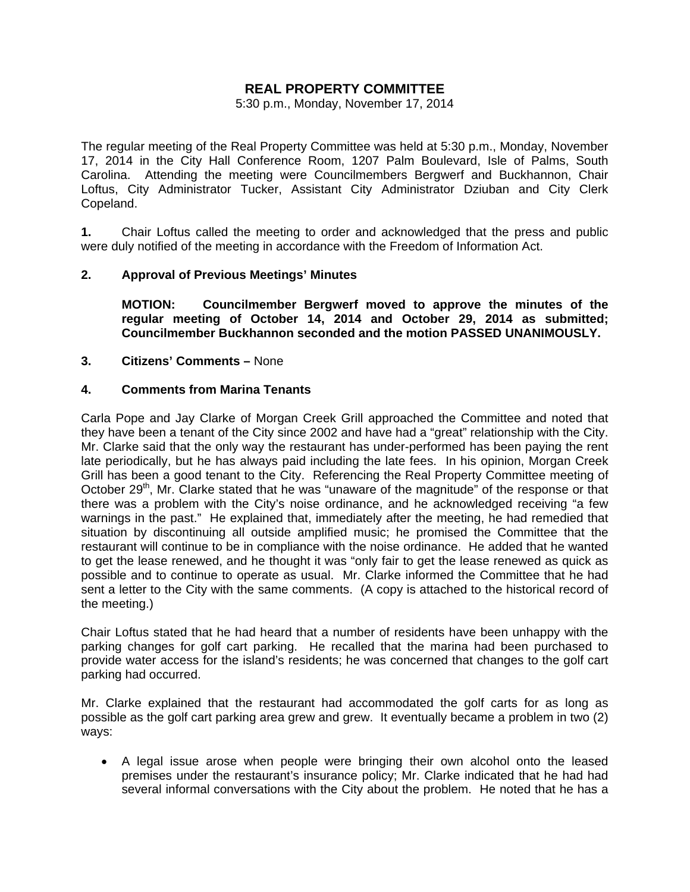# REAL PROPERTY COMMITTEE

5:30 p.m., Monday, November 17, 2014

The regular meeting of the Real Property Committee was held at 5:30 p.m., Monday, November 17, 2014 in the City Hall Conference Room, 1207 Palm Boulevard, Isle of Palms, South Carolina. Attending the meeting were Councilmembers Bergwerf and Buckhannon, Chair Loftus, City Administrator Tucker, Assistant City Administrator Dziuban and City Clerk Copeland.

**1.** Chair Loftus called the meeting to order and acknowledged that the press and public were duly notified of the meeting in accordance with the Freedom of Information Act.

**2. Approval of Previous Meetings' Minutes**

**MOTION: Councilmember Bergwerf moved to approve the minutes of the regular meeting of October 14, 2014 and October 29, 2014 as submitted; Councilmember Buckhannon seconded and the motion PASSED UNANIMOUSLY.**

**3. Citizens' Comments –** None

**4. Comments from Marina Tenants**

Carla Pope and Jay Clarke of Morgan Creek Grill approached the Committee and noted that they have been a tenant of the City since 2002 and have had a "great" relationship with the City. Mr. Clarke said that the only way the restaurant has under-performed has been paying the rent late periodically, but he has always paid including the late fees. In his opinion, Morgan Creek Grill has been a good tenant to the City. Referencing the Real Property Committee meeting of October 29th, Mr. Clarke stated that he was "unaware of the magnitude" of the response or that there was a problem with the City's noise ordinance, and he acknowledged receiving "a few warnings in the past." He explained that, immediately after the meeting, he had remedied that situation by discontinuing all outside amplified music; he promised the Committee that the restaurant will continue to be in compliance with the noise ordinance. He added that he wanted to get the lease renewed, and he thought it was "only fair to get the lease renewed as quick as possible and to continue to operate as usual. Mr. Clarke informed the Committee that he had sent a letter to the City with the same comments. (A copy is attached to the historical record of the meeting.)

Chair Loftus stated that he had heard that a number of residents have been unhappy with the parking changes for golf cart parking. He recalled that the marina had been purchased to provide water access for the island's residents; he was concerned that changes to the golf cart parking had occurred.

Mr. Clarke explained that the restaurant had accommodated the golf carts for as long as possible as the golf cart parking area grew and grew. It eventually became a problem in two (2) ways:

- A legal issue arose when people were bringing their own alcohol onto the leased premises under the restaurant's insurance policy; Mr. Clarke indicated that he had had several informal conversations with the City about the problem. He noted that he has a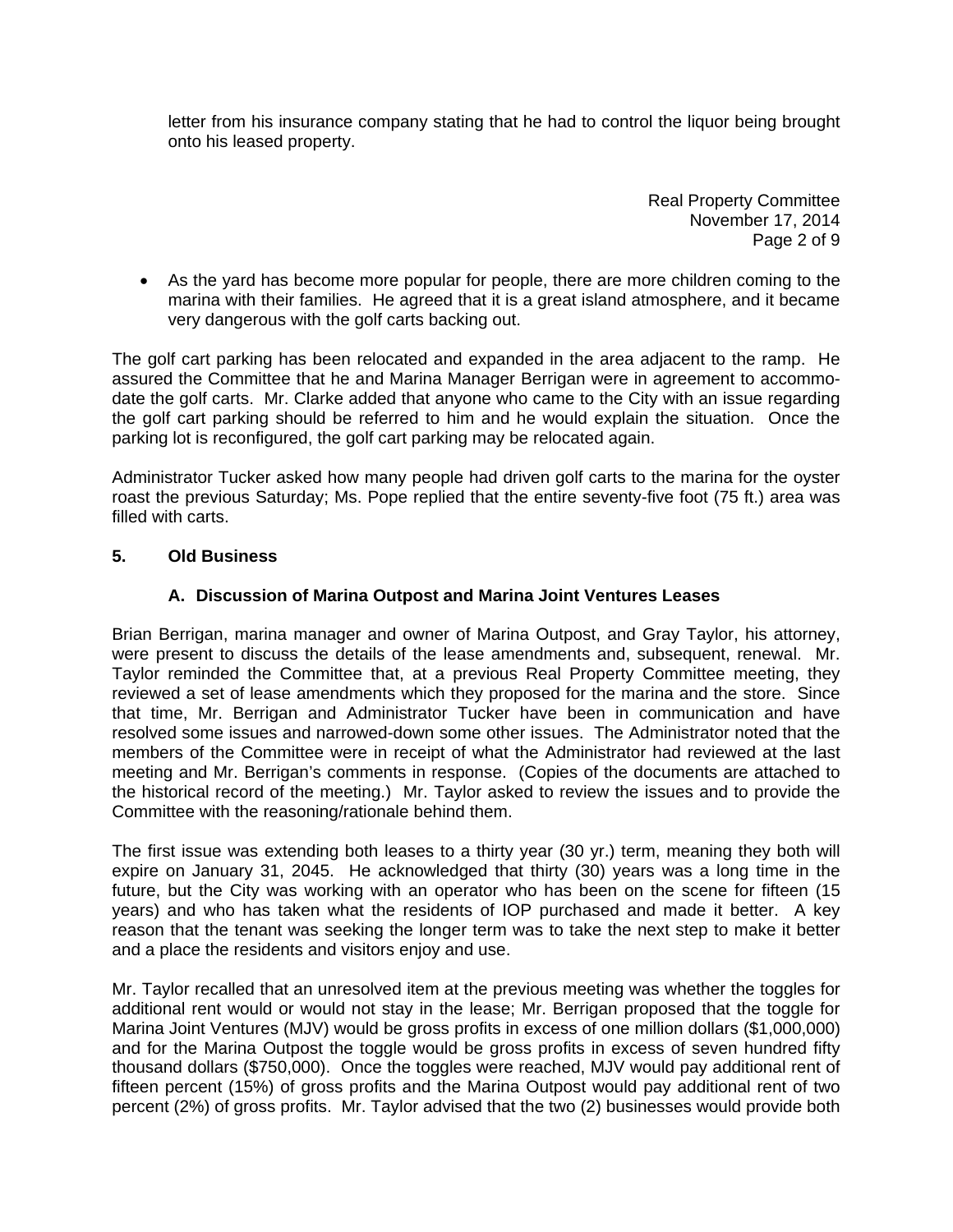letter from his insurance company stating that he had to control the liquor being brought onto his leased property.

- As the yard has become more popular for people, there are more children coming to the marina with their families. He agreed that it is a great island atmosphere, and it became very dangerous with the golf carts backing out.

The golf cart parking has been relocated and expanded in the area adjacent to the ramp. He assured the Committee that he and Marina Manager Berrigan were in agreement to accommodate the golf carts. Mr. Clarke added that anyone who came to the City with an issue regarding the golf cart parking should be referred to him and he would explain the situation. Once the parking lot is reconfigured, the golf cart parking may be relocated again.

Administrator Tucker asked how many people had driven golf carts to the marina for the oyster roast the previous Saturday; Ms. Pope replied that the entire seventy-five foot (75 ft.) area was filled with carts.

**5. Old Business**

**A. Discussion of Marina Outpost and Marina Joint Ventures Leases**

Brian Berrigan, marina manager and owner of Marina Outpost, and Gray Taylor, his attorney, were present to discuss the details of the lease amendments and, subsequent, renewal. Mr. Taylor reminded the Committee that, at a previous Real Property Committee meeting, they reviewed a set of lease amendments which they proposed for the marina and the store. Since that time, Mr. Berrigan and Administrator Tucker have been in communication and have resolved some issues and narrowed-down some other issues. The Administrator noted that the members of the Committee were in receipt of what the Administrator had reviewed at the last meeting and Mr. Berrigan's comments in response. (Copies of the documents are attached to the historical record of the meeting.) Mr. Taylor asked to review the issues and to provide the Committee with the reasoning/rationale behind them.

The first issue was extending both leases to a thirty year (30 yr.) term, meaning they both will expire on January 31, 2045. He acknowledged that thirty (30) years was a long time in the future, but the City was working with an operator who has been on the scene for fifteen (15 years) and who has taken what the residents of IOP purchased and made it better. A key reason that the tenant was seeking the longer term was to take the next step to make it better and a place the residents and visitors enjoy and use.

Mr. Taylor recalled that an unresolved item at the previous meeting was whether the toggles for additional rent would or would not stay in the lease; Mr. Berrigan proposed that the toggle for Marina Joint Ventures (MJV) would be gross profits in excess of one million dollars ($1,000,000) and for the Marina Outpost the toggle would be gross profits in excess of seven hundred fifty thousand dollars ($750,000). Once the toggles were reached, MJV would pay additional rent of fifteen percent (15%) of gross profits and the Marina Outpost would pay additional rent of two percent (2%) of gross profits. Mr. Taylor advised that the two (2) businesses would provide both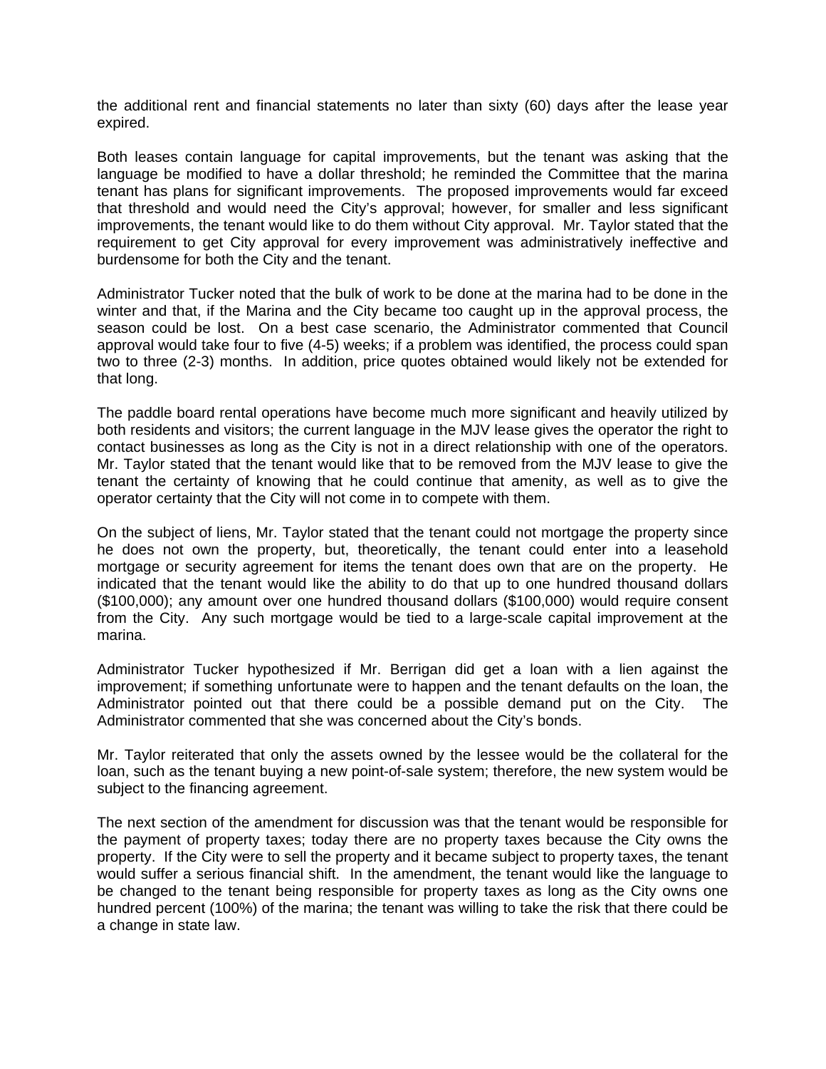the additional rent and financial statements no later than sixty (60) days after the lease year expired.

Both leases contain language for capital improvements, but the tenant was asking that the language be modified to have a dollar threshold; he reminded the Committee that the marina tenant has plans for significant improvements. The proposed improvements would far exceed that threshold and would need the City's approval; however, for smaller and less significant improvements, the tenant would like to do them without City approval. Mr. Taylor stated that the requirement to get City approval for every improvement was administratively ineffective and burdensome for both the City and the tenant.

Administrator Tucker noted that the bulk of work to be done at the marina had to be done in the winter and that, if the Marina and the City became too caught up in the approval process, the season could be lost. On a best case scenario, the Administrator commented that Council approval would take four to five (4-5) weeks; if a problem was identified, the process could span two to three (2-3) months. In addition, price quotes obtained would likely not be extended for that long.

The paddle board rental operations have become much more significant and heavily utilized by both residents and visitors; the current language in the MJV lease gives the operator the right to contact businesses as long as the City is not in a direct relationship with one of the operators. Mr. Taylor stated that the tenant would like that to be removed from the MJV lease to give the tenant the certainty of knowing that he could continue that amenity, as well as to give the operator certainty that the City will not come in to compete with them.

On the subject of liens, Mr. Taylor stated that the tenant could not mortgage the property since he does not own the property, but, theoretically, the tenant could enter into a leasehold mortgage or security agreement for items the tenant does own that are on the property. He indicated that the tenant would like the ability to do that up to one hundred thousand dollars ($100,000); any amount over one hundred thousand dollars ($100,000) would require consent from the City. Any such mortgage would be tied to a large-scale capital improvement at the marina.

Administrator Tucker hypothesized if Mr. Berrigan did get a loan with a lien against the improvement; if something unfortunate were to happen and the tenant defaults on the loan, the Administrator pointed out that there could be a possible demand put on the City. The Administrator commented that she was concerned about the City's bonds.

Mr. Taylor reiterated that only the assets owned by the lessee would be the collateral for the loan, such as the tenant buying a new point-of-sale system; therefore, the new system would be subject to the financing agreement.

The next section of the amendment for discussion was that the tenant would be responsible for the payment of property taxes; today there are no property taxes because the City owns the property. If the City were to sell the property and it became subject to property taxes, the tenant would suffer a serious financial shift. In the amendment, the tenant would like the language to be changed to the tenant being responsible for property taxes as long as the City owns one hundred percent (100%) of the marina; the tenant was willing to take the risk that there could be a change in state law.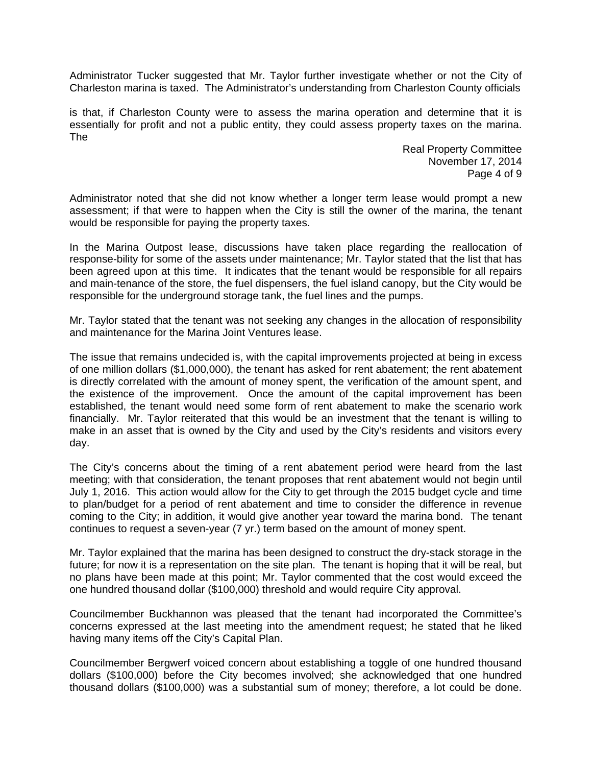Administrator Tucker suggested that Mr. Taylor further investigate whether or not the City of Charleston marina is taxed. The Administrator's understanding from Charleston County officials is that, if Charleston County were to assess the marina operation and determine that it is essentially for profit and not a public entity, they could assess property taxes on the marina. The Administrator noted that she did not know whether a longer term lease would prompt a new assessment; if that were to happen when the City is still the owner of the marina, the tenant would be responsible for paying the property taxes.

In the Marina Outpost lease, discussions have taken place regarding the reallocation of response-bility for some of the assets under maintenance; Mr. Taylor stated that the list that has been agreed upon at this time. It indicates that the tenant would be responsible for all repairs and main-tenance of the store, the fuel dispensers, the fuel island canopy, but the City would be responsible for the underground storage tank, the fuel lines and the pumps.

Mr. Taylor stated that the tenant was not seeking any changes in the allocation of responsibility and maintenance for the Marina Joint Ventures lease.

The issue that remains undecided is, with the capital improvements projected at being in excess of one million dollars ($1,000,000), the tenant has asked for rent abatement; the rent abatement is directly correlated with the amount of money spent, the verification of the amount spent, and the existence of the improvement. Once the amount of the capital improvement has been established, the tenant would need some form of rent abatement to make the scenario work financially. Mr. Taylor reiterated that this would be an investment that the tenant is willing to make in an asset that is owned by the City and used by the City's residents and visitors every day.

The City's concerns about the timing of a rent abatement period were heard from the last meeting; with that consideration, the tenant proposes that rent abatement would not begin until July 1, 2016. This action would allow for the City to get through the 2015 budget cycle and time to plan/budget for a period of rent abatement and time to consider the difference in revenue coming to the City; in addition, it would give another year toward the marina bond. The tenant continues to request a seven-year (7 yr.) term based on the amount of money spent.

Mr. Taylor explained that the marina has been designed to construct the dry-stack storage in the future; for now it is a representation on the site plan. The tenant is hoping that it will be real, but no plans have been made at this point; Mr. Taylor commented that the cost would exceed the one hundred thousand dollar ($100,000) threshold and would require City approval.

Councilmember Buckhannon was pleased that the tenant had incorporated the Committee's concerns expressed at the last meeting into the amendment request; he stated that he liked having many items off the City's Capital Plan.

Councilmember Bergwerf voiced concern about establishing a toggle of one hundred thousand dollars ($100,000) before the City becomes involved; she acknowledged that one hundred thousand dollars ($100,000) was a substantial sum of money; therefore, a lot could be done.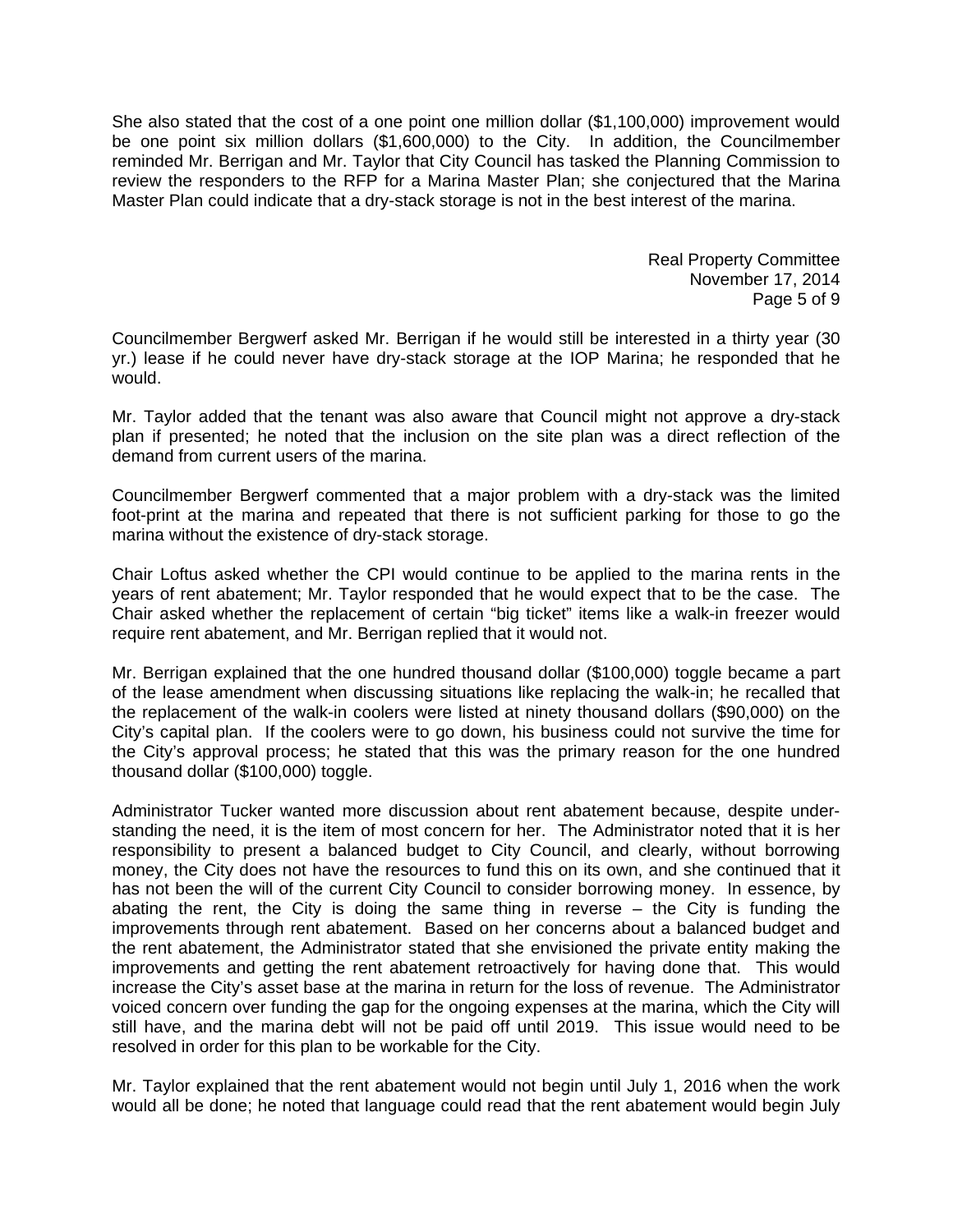She also stated that the cost of a one point one million dollar ($1,100,000) improvement would be one point six million dollars ($1,600,000) to the City. In addition, the Councilmember reminded Mr. Berrigan and Mr. Taylor that City Council has tasked the Planning Commission to review the responders to the RFP for a Marina Master Plan; she conjectured that the Marina Master Plan could indicate that a dry-stack storage is not in the best interest of the marina.

Councilmember Bergwerf asked Mr. Berrigan if he would still be interested in a thirty year (30 yr.) lease if he could never have dry-stack storage at the IOP Marina; he responded that he would.

Mr. Taylor added that the tenant was also aware that Council might not approve a dry-stack plan if presented; he noted that the inclusion on the site plan was a direct reflection of the demand from current users of the marina.

Councilmember Bergwerf commented that a major problem with a dry-stack was the limited foot-print at the marina and repeated that there is not sufficient parking for those to go the marina without the existence of dry-stack storage.

Chair Loftus asked whether the CPI would continue to be applied to the marina rents in the years of rent abatement; Mr. Taylor responded that he would expect that to be the case. The Chair asked whether the replacement of certain "big ticket" items like a walk-in freezer would require rent abatement, and Mr. Berrigan replied that it would not.

Mr. Berrigan explained that the one hundred thousand dollar ($100,000) toggle became a part of the lease amendment when discussing situations like replacing the walk-in; he recalled that the replacement of the walk-in coolers were listed at ninety thousand dollars ($90,000) on the City's capital plan. If the coolers were to go down, his business could not survive the time for the City's approval process; he stated that this was the primary reason for the one hundred thousand dollar ($100,000) toggle.

Administrator Tucker wanted more discussion about rent abatement because, despite understanding the need, it is the item of most concern for her. The Administrator noted that it is her responsibility to present a balanced budget to City Council, and clearly, without borrowing money, the City does not have the resources to fund this on its own, and she continued that it has not been the will of the current City Council to consider borrowing money. In essence, by abating the rent, the City is doing the same thing in reverse – the City is funding the improvements through rent abatement. Based on her concerns about a balanced budget and the rent abatement, the Administrator stated that she envisioned the private entity making the improvements and getting the rent abatement retroactively for having done that. This would increase the City's asset base at the marina in return for the loss of revenue. The Administrator voiced concern over funding the gap for the ongoing expenses at the marina, which the City will still have, and the marina debt will not be paid off until 2019. This issue would need to be resolved in order for this plan to be workable for the City.

Mr. Taylor explained that the rent abatement would not begin until July 1, 2016 when the work would all be done; he noted that language could read that the rent abatement would begin July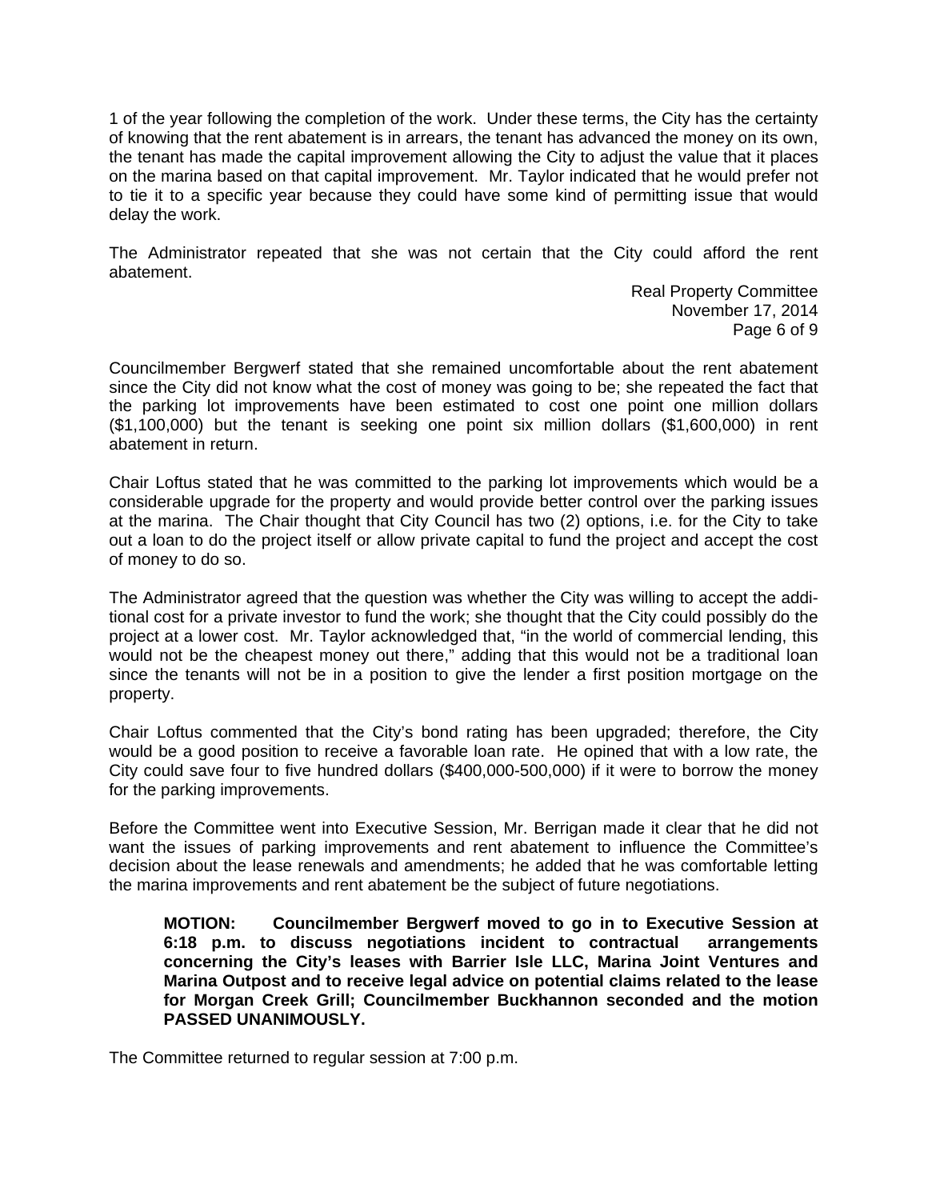1 of the year following the completion of the work. Under these terms, the City has the certainty of knowing that the rent abatement is in arrears, the tenant has advanced the money on its own, the tenant has made the capital improvement allowing the City to adjust the value that it places on the marina based on that capital improvement. Mr. Taylor indicated that he would prefer not to tie it to a specific year because they could have some kind of permitting issue that would delay the work.

The Administrator repeated that she was not certain that the City could afford the rent abatement.

Councilmember Bergwerf stated that she remained uncomfortable about the rent abatement since the City did not know what the cost of money was going to be; she repeated the fact that the parking lot improvements have been estimated to cost one point one million dollars ($1,100,000) but the tenant is seeking one point six million dollars ($1,600,000) in rent abatement in return.

Chair Loftus stated that he was committed to the parking lot improvements which would be a considerable upgrade for the property and would provide better control over the parking issues at the marina. The Chair thought that City Council has two (2) options, i.e. for the City to take out a loan to do the project itself or allow private capital to fund the project and accept the cost of money to do so.

The Administrator agreed that the question was whether the City was willing to accept the additional cost for a private investor to fund the work; she thought that the City could possibly do the project at a lower cost. Mr. Taylor acknowledged that, "in the world of commercial lending, this would not be the cheapest money out there," adding that this would not be a traditional loan since the tenants will not be in a position to give the lender a first position mortgage on the property.

Chair Loftus commented that the City's bond rating has been upgraded; therefore, the City would be a good position to receive a favorable loan rate. He opined that with a low rate, the City could save four to five hundred dollars ($400,000-500,000) if it were to borrow the money for the parking improvements.

Before the Committee went into Executive Session, Mr. Berrigan made it clear that he did not want the issues of parking improvements and rent abatement to influence the Committee's decision about the lease renewals and amendments; he added that he was comfortable letting the marina improvements and rent abatement be the subject of future negotiations.

> **MOTION: Councilmember Bergwerf moved to go in to Executive Session at 6:18 p.m. to discuss negotiations incident to contractual arrangements concerning the City's leases with Barrier Isle LLC, Marina Joint Ventures and Marina Outpost and to receive legal advice on potential claims related to the lease for Morgan Creek Grill; Councilmember Buckhannon seconded and the motion PASSED UNANIMOUSLY.**

The Committee returned to regular session at 7:00 p.m.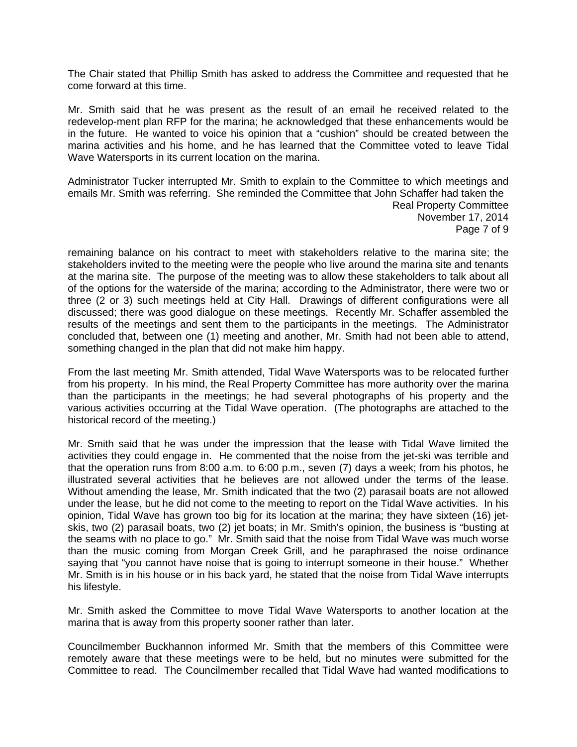The Chair stated that Phillip Smith has asked to address the Committee and requested that he come forward at this time.

Mr. Smith said that he was present as the result of an email he received related to the redevelop-ment plan RFP for the marina; he acknowledged that these enhancements would be in the future. He wanted to voice his opinion that a "cushion" should be created between the marina activities and his home, and he has learned that the Committee voted to leave Tidal Wave Watersports in its current location on the marina.

Administrator Tucker interrupted Mr. Smith to explain to the Committee to which meetings and emails Mr. Smith was referring. She reminded the Committee that John Schaffer had taken the remaining balance on his contract to meet with stakeholders relative to the marina site; the stakeholders invited to the meeting were the people who live around the marina site and tenants at the marina site. The purpose of the meeting was to allow these stakeholders to talk about all of the options for the waterside of the marina; according to the Administrator, there were two or three (2 or 3) such meetings held at City Hall. Drawings of different configurations were all discussed; there was good dialogue on these meetings. Recently Mr. Schaffer assembled the results of the meetings and sent them to the participants in the meetings. The Administrator concluded that, between one (1) meeting and another, Mr. Smith had not been able to attend, something changed in the plan that did not make him happy.

From the last meeting Mr. Smith attended, Tidal Wave Watersports was to be relocated further from his property. In his mind, the Real Property Committee has more authority over the marina than the participants in the meetings; he had several photographs of his property and the various activities occurring at the Tidal Wave operation. (The photographs are attached to the historical record of the meeting.)

Mr. Smith said that he was under the impression that the lease with Tidal Wave limited the activities they could engage in. He commented that the noise from the jet-ski was terrible and that the operation runs from 8:00 a.m. to 6:00 p.m., seven (7) days a week; from his photos, he illustrated several activities that he believes are not allowed under the terms of the lease. Without amending the lease, Mr. Smith indicated that the two (2) parasail boats are not allowed under the lease, but he did not come to the meeting to report on the Tidal Wave activities. In his opinion, Tidal Wave has grown too big for its location at the marina; they have sixteen (16) jet-skis, two (2) parasail boats, two (2) jet boats; in Mr. Smith's opinion, the business is "busting at the seams with no place to go." Mr. Smith said that the noise from Tidal Wave was much worse than the music coming from Morgan Creek Grill, and he paraphrased the noise ordinance saying that "you cannot have noise that is going to interrupt someone in their house." Whether Mr. Smith is in his house or in his back yard, he stated that the noise from Tidal Wave interrupts his lifestyle.

Mr. Smith asked the Committee to move Tidal Wave Watersports to another location at the marina that is away from this property sooner rather than later.

Councilmember Buckhannon informed Mr. Smith that the members of this Committee were remotely aware that these meetings were to be held, but no minutes were submitted for the Committee to read. The Councilmember recalled that Tidal Wave had wanted modifications to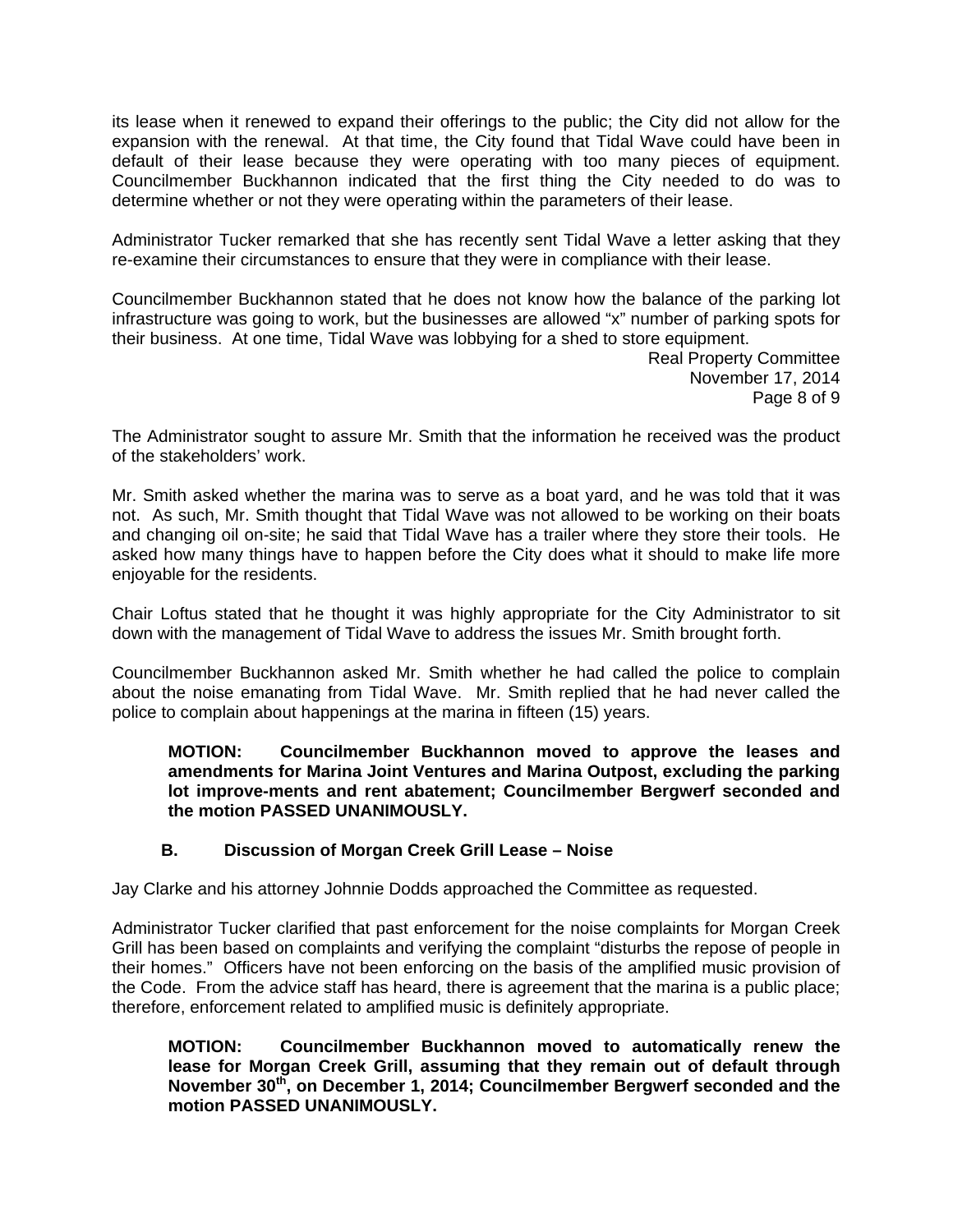its lease when it renewed to expand their offerings to the public; the City did not allow for the expansion with the renewal. At that time, the City found that Tidal Wave could have been in default of their lease because they were operating with too many pieces of equipment. Councilmember Buckhannon indicated that the first thing the City needed to do was to determine whether or not they were operating within the parameters of their lease.

Administrator Tucker remarked that she has recently sent Tidal Wave a letter asking that they re-examine their circumstances to ensure that they were in compliance with their lease.

Councilmember Buckhannon stated that he does not know how the balance of the parking lot infrastructure was going to work, but the businesses are allowed "x" number of parking spots for their business. At one time, Tidal Wave was lobbying for a shed to store equipment.

The Administrator sought to assure Mr. Smith that the information he received was the product of the stakeholders' work.

Mr. Smith asked whether the marina was to serve as a boat yard, and he was told that it was not. As such, Mr. Smith thought that Tidal Wave was not allowed to be working on their boats and changing oil on-site; he said that Tidal Wave has a trailer where they store their tools. He asked how many things have to happen before the City does what it should to make life more enjoyable for the residents.

Chair Loftus stated that he thought it was highly appropriate for the City Administrator to sit down with the management of Tidal Wave to address the issues Mr. Smith brought forth.

Councilmember Buckhannon asked Mr. Smith whether he had called the police to complain about the noise emanating from Tidal Wave. Mr. Smith replied that he had never called the police to complain about happenings at the marina in fifteen (15) years.

> **MOTION: Councilmember Buckhannon moved to approve the leases and amendments for Marina Joint Ventures and Marina Outpost, excluding the parking lot improve-ments and rent abatement; Councilmember Bergwerf seconded and the motion PASSED UNANIMOUSLY.**

### B. Discussion of Morgan Creek Grill Lease – Noise

Jay Clarke and his attorney Johnnie Dodds approached the Committee as requested.

Administrator Tucker clarified that past enforcement for the noise complaints for Morgan Creek Grill has been based on complaints and verifying the complaint "disturbs the repose of people in their homes." Officers have not been enforcing on the basis of the amplified music provision of the Code. From the advice staff has heard, there is agreement that the marina is a public place; therefore, enforcement related to amplified music is definitely appropriate.

> **MOTION: Councilmember Buckhannon moved to automatically renew the lease for Morgan Creek Grill, assuming that they remain out of default through November 30th, on December 1, 2014; Councilmember Bergwerf seconded and the motion PASSED UNANIMOUSLY.**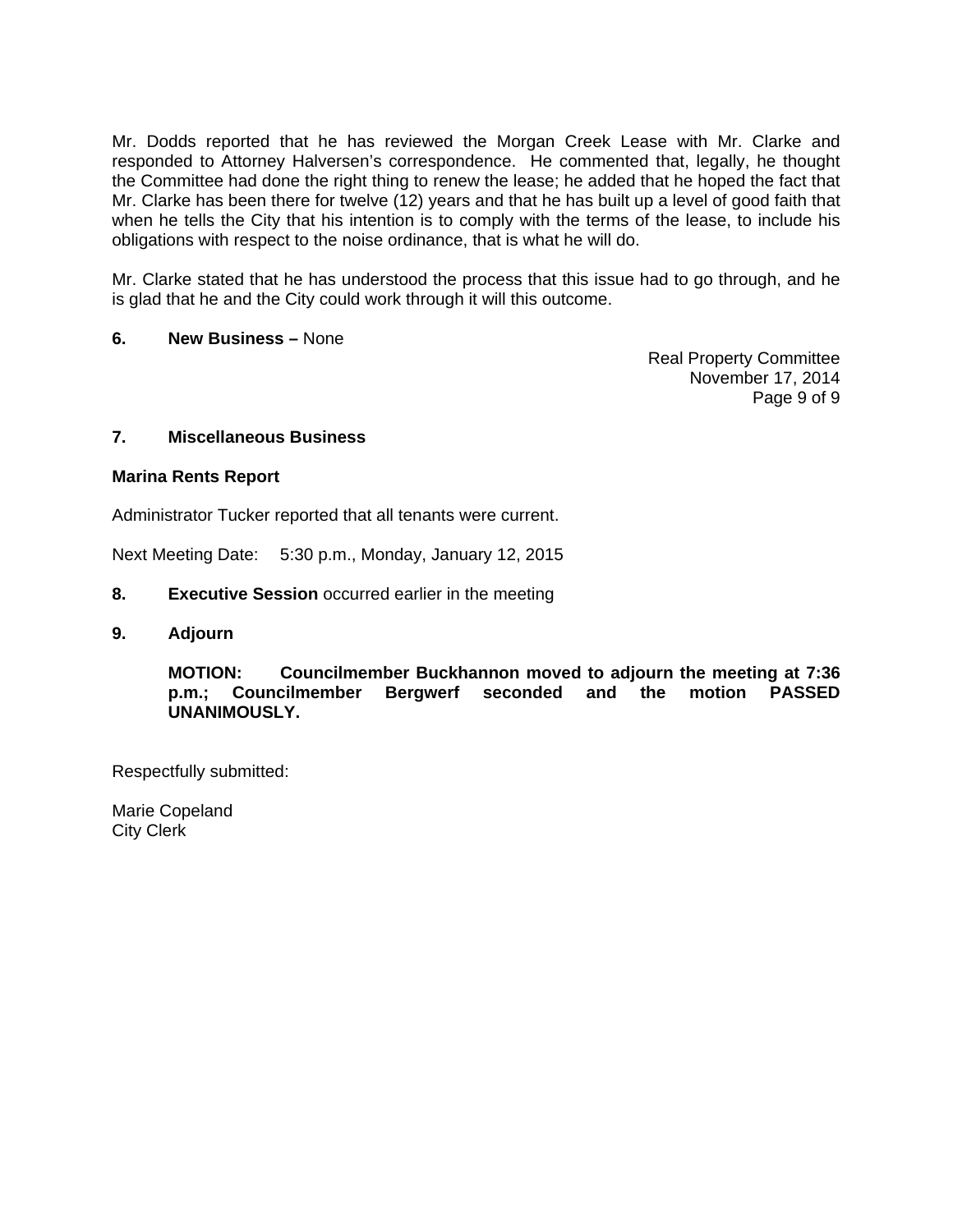Mr. Dodds reported that he has reviewed the Morgan Creek Lease with Mr. Clarke and responded to Attorney Halversen's correspondence. He commented that, legally, he thought the Committee had done the right thing to renew the lease; he added that he hoped the fact that Mr. Clarke has been there for twelve (12) years and that he has built up a level of good faith that when he tells the City that his intention is to comply with the terms of the lease, to include his obligations with respect to the noise ordinance, that is what he will do.

Mr. Clarke stated that he has understood the process that this issue had to go through, and he is glad that he and the City could work through it will this outcome.

**6. New Business –** None

**7. Miscellaneous Business**

**Marina Rents Report**

Administrator Tucker reported that all tenants were current.

Next Meeting Date: 5:30 p.m., Monday, January 12, 2015

**8. Executive Session** occurred earlier in the meeting

**9. Adjourn**

**MOTION: Councilmember Buckhannon moved to adjourn the meeting at 7:36 p.m.; Councilmember Bergwerf seconded and the motion PASSED UNANIMOUSLY.**

Respectfully submitted:

Marie Copeland
City Clerk